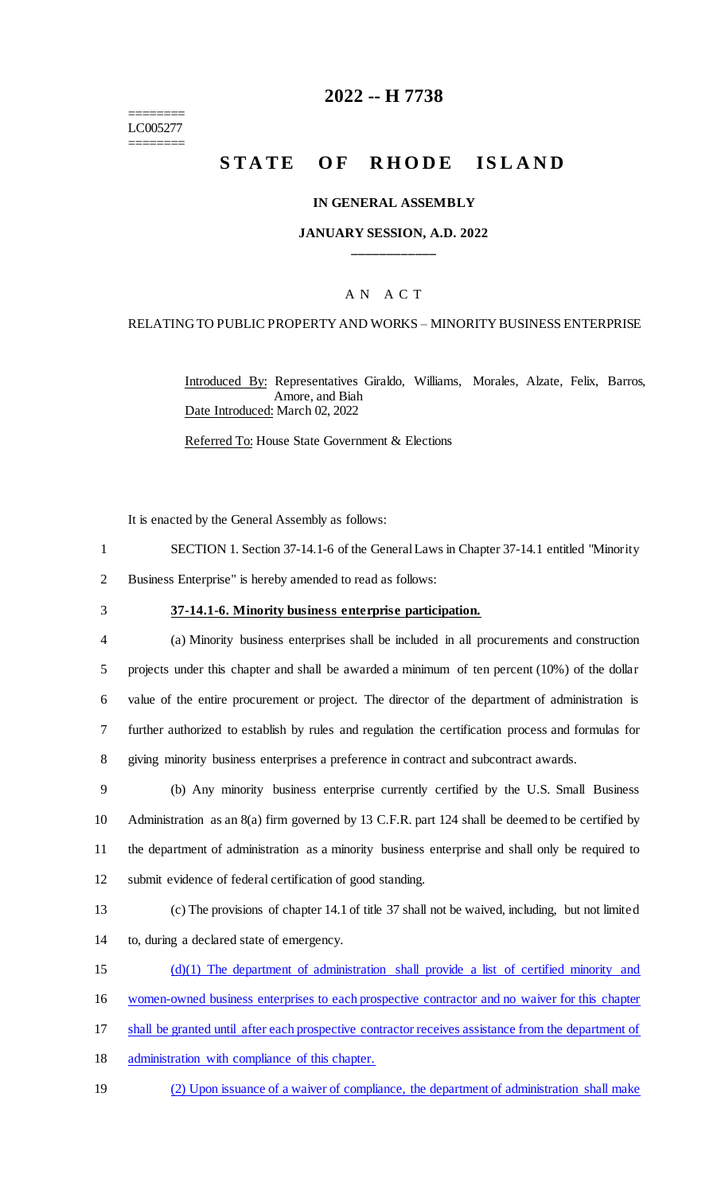========
LC005277
========

# 2022 -- H 7738

# STATE OF RHODE ISLAND

**IN GENERAL ASSEMBLY**

**JANUARY SESSION, A.D. 2022**

____________

A N A C T

RELATING TO PUBLIC PROPERTY AND WORKS – MINORITY BUSINESS ENTERPRISE

Introduced By: Representatives Giraldo, Williams, Morales, Alzate, Felix, Barros, Amore, and Biah

Date Introduced: March 02, 2022

Referred To: House State Government & Elections

It is enacted by the General Assembly as follows:

1 SECTION 1. Section 37-14.1-6 of the General Laws in Chapter 37-14.1 entitled "Minority
2 Business Enterprise" is hereby amended to read as follows:

3 **37-14.1-6. Minority business enterprise participation.**

4 (a) Minority business enterprises shall be included in all procurements and construction
5 projects under this chapter and shall be awarded a minimum of ten percent (10%) of the dollar
6 value of the entire procurement or project. The director of the department of administration is
7 further authorized to establish by rules and regulation the certification process and formulas for
8 giving minority business enterprises a preference in contract and subcontract awards.

9 (b) Any minority business enterprise currently certified by the U.S. Small Business
10 Administration as an 8(a) firm governed by 13 C.F.R. part 124 shall be deemed to be certified by
11 the department of administration as a minority business enterprise and shall only be required to
12 submit evidence of federal certification of good standing.

13 (c) The provisions of chapter 14.1 of title 37 shall not be waived, including, but not limited
14 to, during a declared state of emergency.

15 <u>(d)(1) The department of administration shall provide a list of certified minority and</u>
16 <u>women-owned business enterprises to each prospective contractor and no waiver for this chapter</u>
17 <u>shall be granted until after each prospective contractor receives assistance from the department of</u>
18 <u>administration with compliance of this chapter.</u>

19 <u>(2) Upon issuance of a waiver of compliance, the department of administration shall make</u>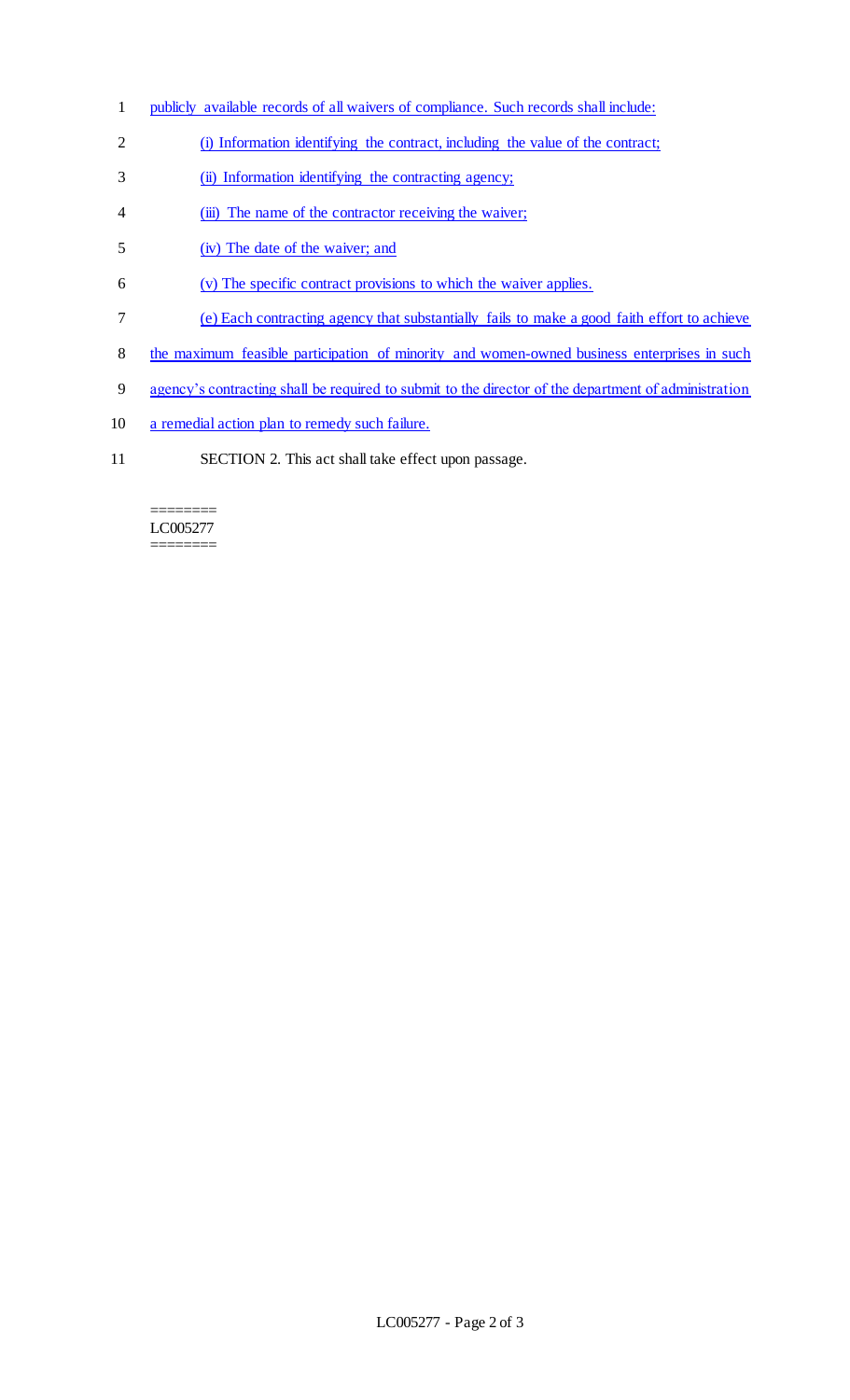publicly available records of all waivers of compliance. Such records shall include:

(i) Information identifying the contract, including the value of the contract;

(ii) Information identifying the contracting agency;

(iii) The name of the contractor receiving the waiver;

(iv) The date of the waiver; and

(v) The specific contract provisions to which the waiver applies.

(e) Each contracting agency that substantially fails to make a good faith effort to achieve the maximum feasible participation of minority and women-owned business enterprises in such agency's contracting shall be required to submit to the director of the department of administration a remedial action plan to remedy such failure.

SECTION 2. This act shall take effect upon passage.

========
LC005277
========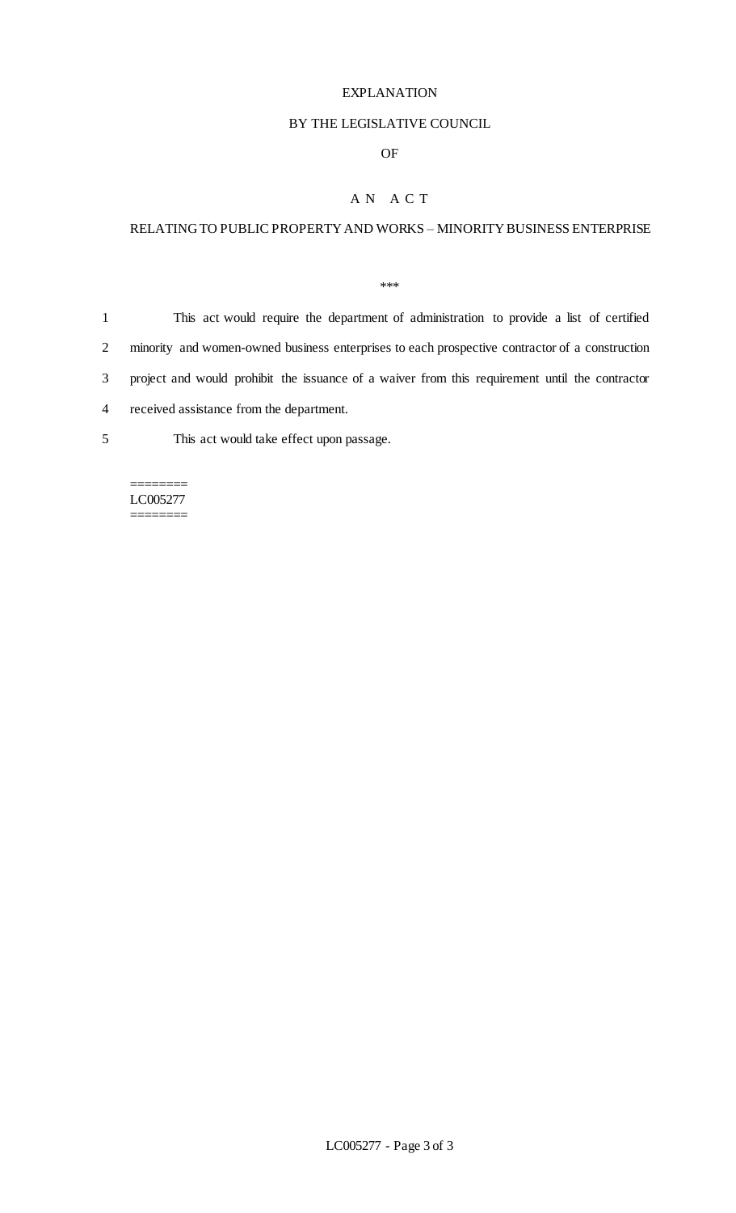EXPLANATION

BY THE LEGISLATIVE COUNCIL

OF

A N  A C T

RELATING TO PUBLIC PROPERTY AND WORKS – MINORITY BUSINESS ENTERPRISE

\*\*\*

1 This act would require the department of administration to provide a list of certified
2 minority and women-owned business enterprises to each prospective contractor of a construction
3 project and would prohibit the issuance of a waiver from this requirement until the contractor
4 received assistance from the department.
5 This act would take effect upon passage.

========
LC005277
========